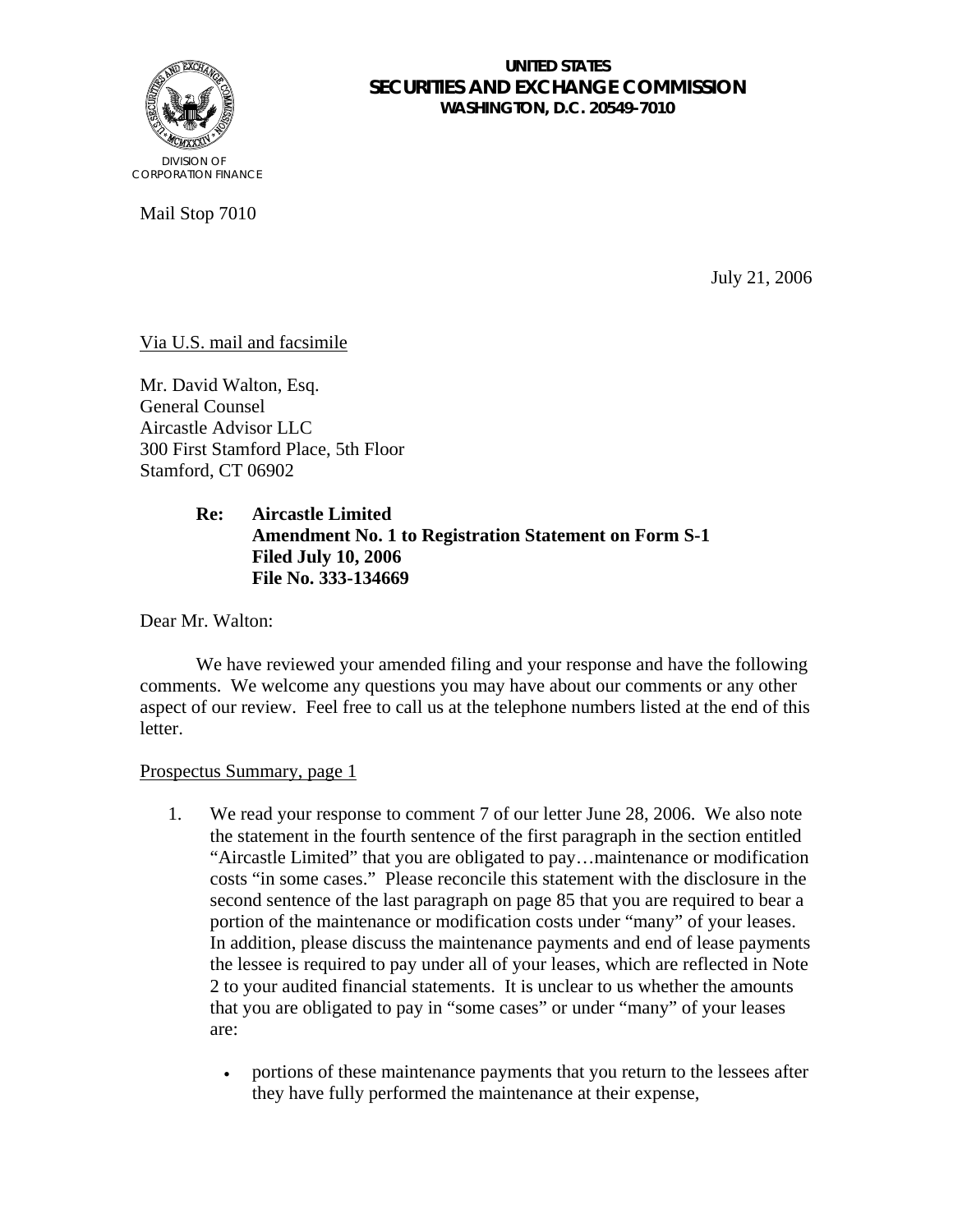**UNITED STATES**
**SECURITIES AND EXCHANGE COMMISSION**
**WASHINGTON, D.C. 20549-7010**

DIVISION OF
CORPORATION FINANCE

Mail Stop 7010

July 21, 2006

Via U.S. mail and facsimile

Mr. David Walton, Esq.
General Counsel
Aircastle Advisor LLC
300 First Stamford Place, 5th Floor
Stamford, CT 06902

> **Re: Aircastle Limited**
> **Amendment No. 1 to Registration Statement on Form S-1**
> **Filed July 10, 2006**
> **File No. 333-134669**

Dear Mr. Walton:

We have reviewed your amended filing and your response and have the following comments. We welcome any questions you may have about our comments or any other aspect of our review. Feel free to call us at the telephone numbers listed at the end of this letter.

Prospectus Summary, page 1

1. We read your response to comment 7 of our letter June 28, 2006. We also note the statement in the fourth sentence of the first paragraph in the section entitled "Aircastle Limited" that you are obligated to pay…maintenance or modification costs "in some cases." Please reconcile this statement with the disclosure in the second sentence of the last paragraph on page 85 that you are required to bear a portion of the maintenance or modification costs under "many" of your leases. In addition, please discuss the maintenance payments and end of lease payments the lessee is required to pay under all of your leases, which are reflected in Note 2 to your audited financial statements. It is unclear to us whether the amounts that you are obligated to pay in "some cases" or under "many" of your leases are:

    - portions of these maintenance payments that you return to the lessees after they have fully performed the maintenance at their expense,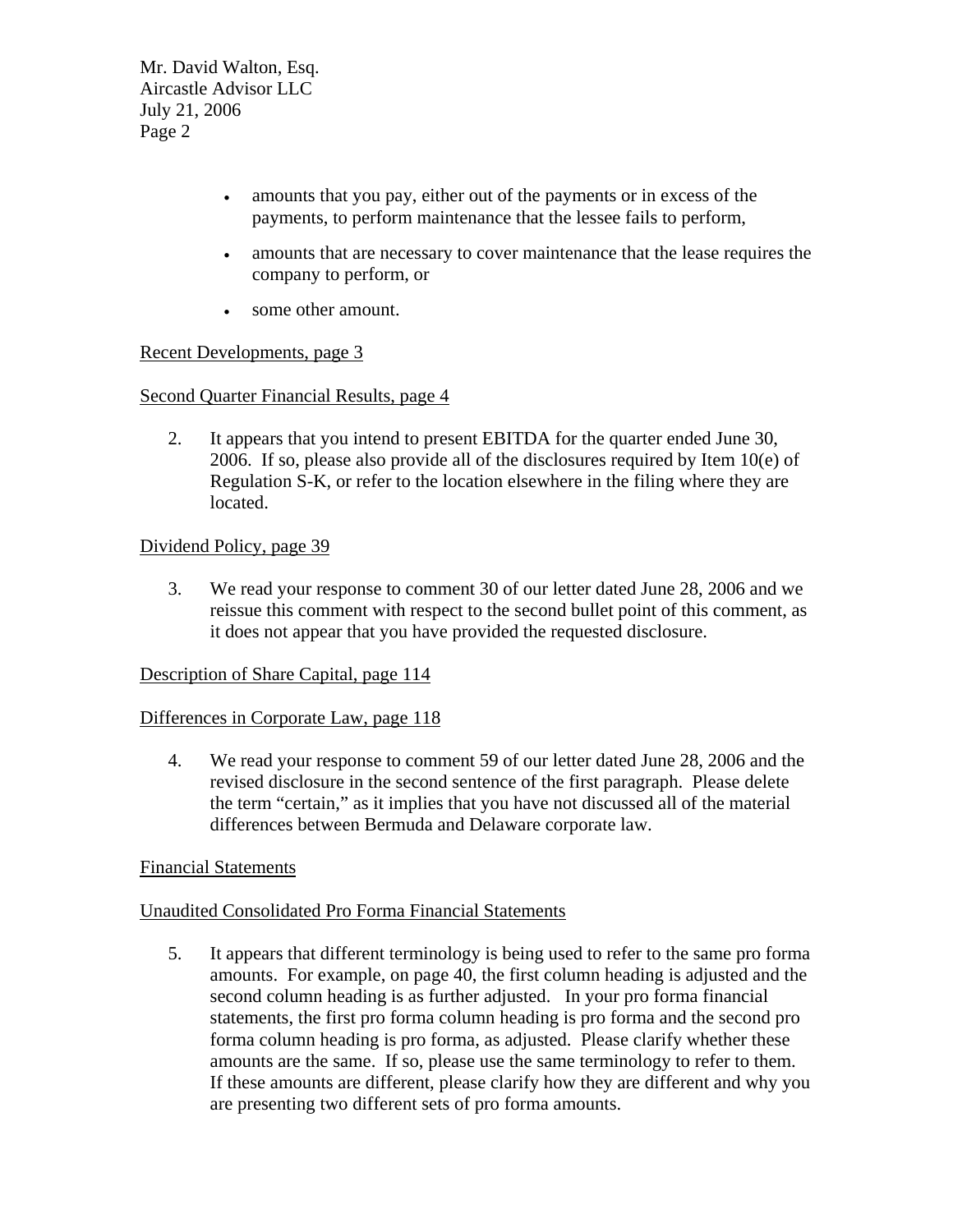- amounts that you pay, either out of the payments or in excess of the payments, to perform maintenance that the lessee fails to perform,
- amounts that are necessary to cover maintenance that the lease requires the company to perform, or
- some other amount.

Recent Developments, page 3

Second Quarter Financial Results, page 4

2. It appears that you intend to present EBITDA for the quarter ended June 30, 2006. If so, please also provide all of the disclosures required by Item 10(e) of Regulation S-K, or refer to the location elsewhere in the filing where they are located.

Dividend Policy, page 39

3. We read your response to comment 30 of our letter dated June 28, 2006 and we reissue this comment with respect to the second bullet point of this comment, as it does not appear that you have provided the requested disclosure.

Description of Share Capital, page 114

Differences in Corporate Law, page 118

4. We read your response to comment 59 of our letter dated June 28, 2006 and the revised disclosure in the second sentence of the first paragraph. Please delete the term "certain," as it implies that you have not discussed all of the material differences between Bermuda and Delaware corporate law.

Financial Statements

Unaudited Consolidated Pro Forma Financial Statements

5. It appears that different terminology is being used to refer to the same pro forma amounts. For example, on page 40, the first column heading is adjusted and the second column heading is as further adjusted. In your pro forma financial statements, the first pro forma column heading is pro forma and the second pro forma column heading is pro forma, as adjusted. Please clarify whether these amounts are the same. If so, please use the same terminology to refer to them. If these amounts are different, please clarify how they are different and why you are presenting two different sets of pro forma amounts.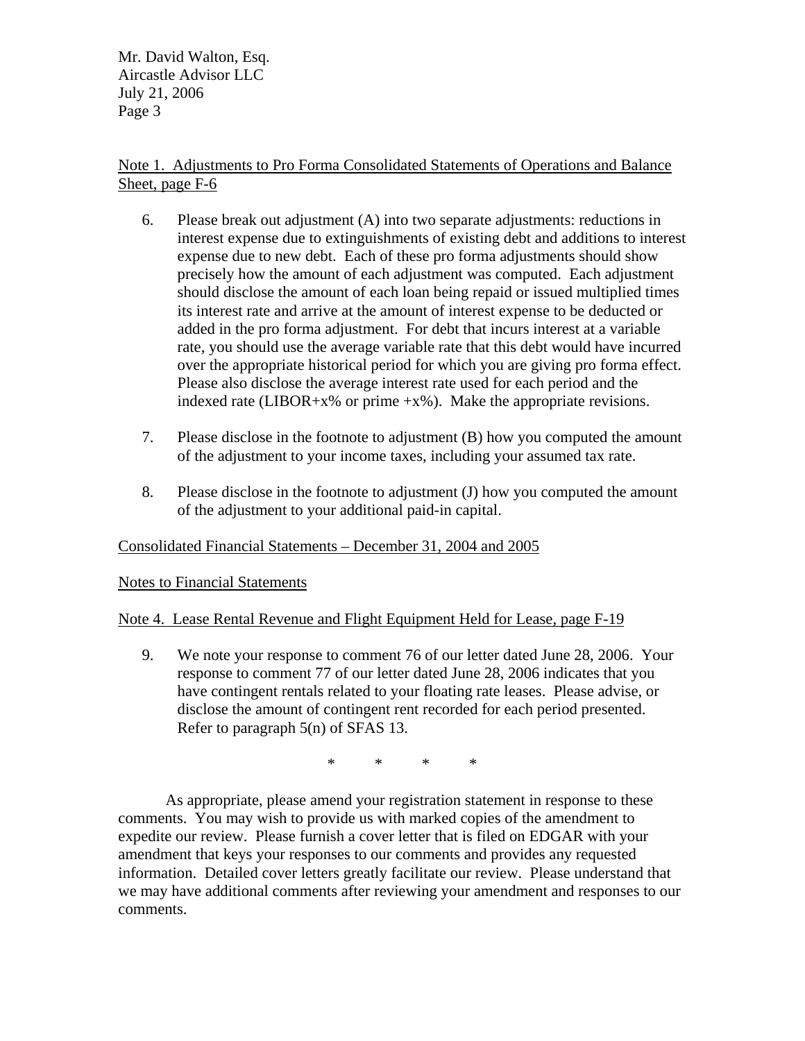Note 1. Adjustments to Pro Forma Consolidated Statements of Operations and Balance Sheet, page F-6

6. Please break out adjustment (A) into two separate adjustments: reductions in interest expense due to extinguishments of existing debt and additions to interest expense due to new debt. Each of these pro forma adjustments should show precisely how the amount of each adjustment was computed. Each adjustment should disclose the amount of each loan being repaid or issued multiplied times its interest rate and arrive at the amount of interest expense to be deducted or added in the pro forma adjustment. For debt that incurs interest at a variable rate, you should use the average variable rate that this debt would have incurred over the appropriate historical period for which you are giving pro forma effect. Please also disclose the average interest rate used for each period and the indexed rate (LIBOR+x% or prime +x%). Make the appropriate revisions.

7. Please disclose in the footnote to adjustment (B) how you computed the amount of the adjustment to your income taxes, including your assumed tax rate.

8. Please disclose in the footnote to adjustment (J) how you computed the amount of the adjustment to your additional paid-in capital.

Consolidated Financial Statements – December 31, 2004 and 2005

Notes to Financial Statements

Note 4. Lease Rental Revenue and Flight Equipment Held for Lease, page F-19

9. We note your response to comment 76 of our letter dated June 28, 2006. Your response to comment 77 of our letter dated June 28, 2006 indicates that you have contingent rentals related to your floating rate leases. Please advise, or disclose the amount of contingent rent recorded for each period presented. Refer to paragraph 5(n) of SFAS 13.

\* \* \* \*

As appropriate, please amend your registration statement in response to these comments. You may wish to provide us with marked copies of the amendment to expedite our review. Please furnish a cover letter that is filed on EDGAR with your amendment that keys your responses to our comments and provides any requested information. Detailed cover letters greatly facilitate our review. Please understand that we may have additional comments after reviewing your amendment and responses to our comments.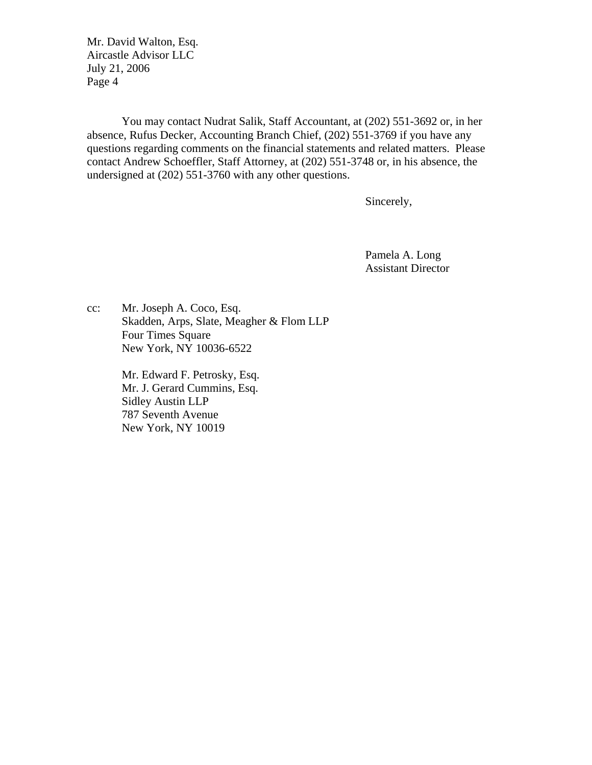You may contact Nudrat Salik, Staff Accountant, at (202) 551-3692 or, in her absence, Rufus Decker, Accounting Branch Chief, (202) 551-3769 if you have any questions regarding comments on the financial statements and related matters. Please contact Andrew Schoeffler, Staff Attorney, at (202) 551-3748 or, in his absence, the undersigned at (202) 551-3760 with any other questions.

Sincerely,

Pamela A. Long
Assistant Director

cc: Mr. Joseph A. Coco, Esq.
Skadden, Arps, Slate, Meagher & Flom LLP
Four Times Square
New York, NY 10036-6522

Mr. Edward F. Petrosky, Esq.
Mr. J. Gerard Cummins, Esq.
Sidley Austin LLP
787 Seventh Avenue
New York, NY 10019